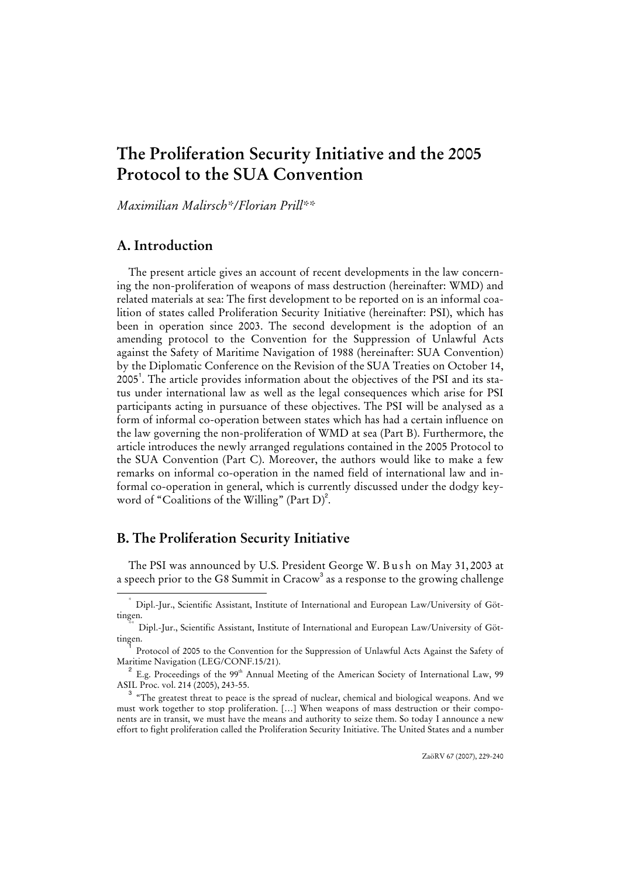# The Proliferation Security Initiative and the 2005 Protocol to the SUA Convention

*Maximilian Malirsch\*/Florian Prill\*\**

## A. Introduction

The present article gives an account of recent developments in the law concerning the non-proliferation of weapons of mass destruction (hereinafter: WMD) and related materials at sea: The first development to be reported on is an informal coalition of states called Proliferation Security Initiative (hereinafter: PSI), which has been in operation since 2003. The second development is the adoption of an amending protocol to the Convention for the Suppression of Unlawful Acts against the Safety of Maritime Navigation of 1988 (hereinafter: SUA Convention) by the Diplomatic Conference on the Revision of the SUA Treaties on October 14, 2005[1]. The article provides information about the objectives of the PSI and its status under international law as well as the legal consequences which arise for PSI participants acting in pursuance of these objectives. The PSI will be analysed as a form of informal co-operation between states which has had a certain influence on the law governing the non-proliferation of WMD at sea (Part B). Furthermore, the article introduces the newly arranged regulations contained in the 2005 Protocol to the SUA Convention (Part C). Moreover, the authors would like to make a few remarks on informal co-operation in the named field of international law and informal co-operation in general, which is currently discussed under the dodgy keyword of "Coalitions of the Willing" (Part D)[2].

## B. The Proliferation Security Initiative

The PSI was announced by U.S. President George W. Bush on May 31, 2003 at a speech prior to the G8 Summit in Cracow[3] as a response to the growing challenge

---

\* Dipl.-Jur., Scientific Assistant, Institute of International and European Law/University of Göttingen.

\*\* Dipl.-Jur., Scientific Assistant, Institute of International and European Law/University of Göttingen.

[1] Protocol of 2005 to the Convention for the Suppression of Unlawful Acts Against the Safety of Maritime Navigation (LEG/CONF.15/21).

[2] E.g. Proceedings of the 99th Annual Meeting of the American Society of International Law, 99 ASIL Proc. vol. 214 (2005), 243-55.

[3] "The greatest threat to peace is the spread of nuclear, chemical and biological weapons. And we must work together to stop proliferation. […] When weapons of mass destruction or their components are in transit, we must have the means and authority to seize them. So today I announce a new effort to fight proliferation called the Proliferation Security Initiative. The United States and a number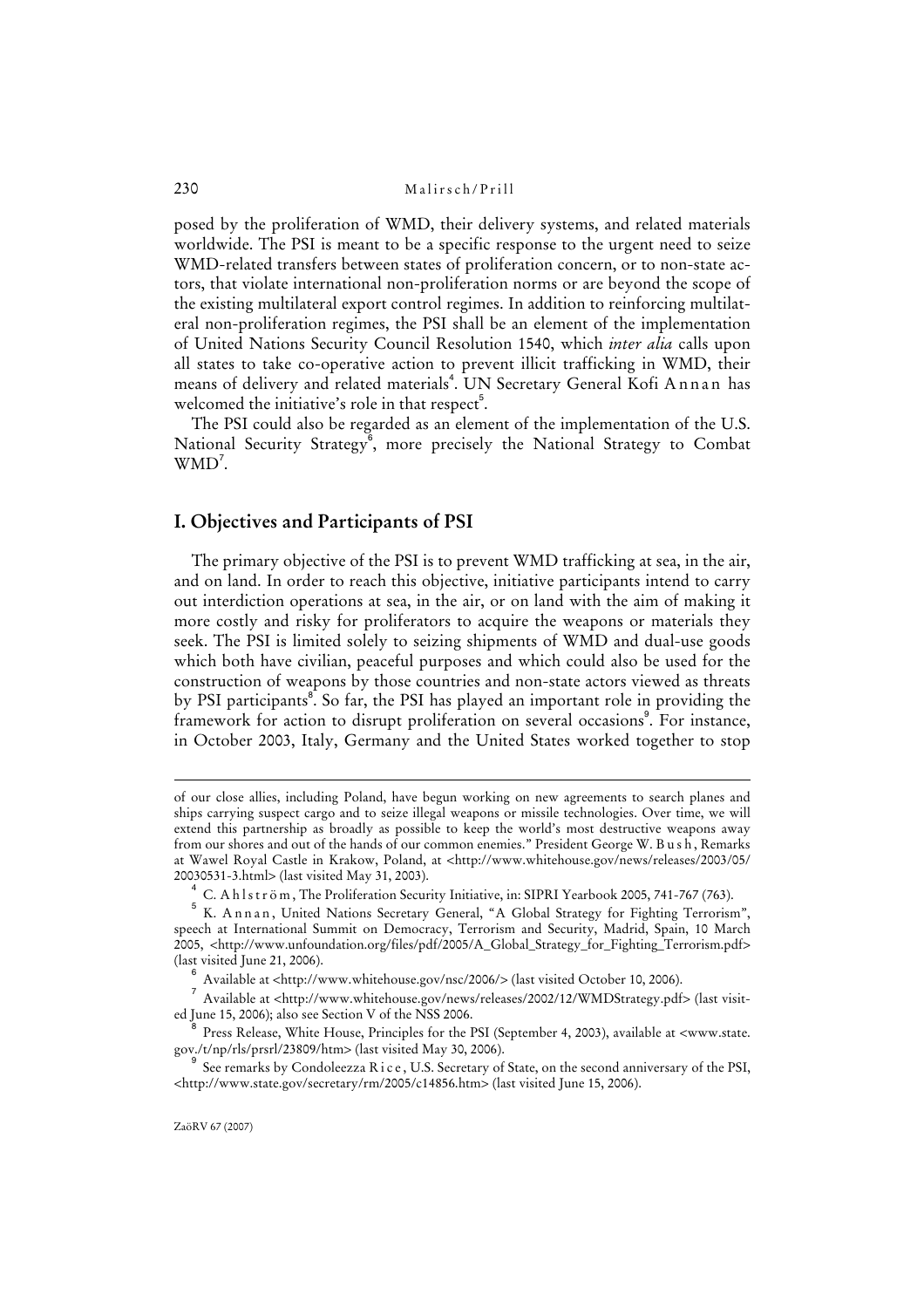posed by the proliferation of WMD, their delivery systems, and related materials worldwide. The PSI is meant to be a specific response to the urgent need to seize WMD-related transfers between states of proliferation concern, or to non-state actors, that violate international non-proliferation norms or are beyond the scope of the existing multilateral export control regimes. In addition to reinforcing multilateral non-proliferation regimes, the PSI shall be an element of the implementation of United Nations Security Council Resolution 1540, which *inter alia* calls upon all states to take co-operative action to prevent illicit trafficking in WMD, their means of delivery and related materials[4]. UN Secretary General Kofi Annan has welcomed the initiative's role in that respect[5].

The PSI could also be regarded as an element of the implementation of the U.S. National Security Strategy[6], more precisely the National Strategy to Combat WMD[7].

## I. Objectives and Participants of PSI

The primary objective of the PSI is to prevent WMD trafficking at sea, in the air, and on land. In order to reach this objective, initiative participants intend to carry out interdiction operations at sea, in the air, or on land with the aim of making it more costly and risky for proliferators to acquire the weapons or materials they seek. The PSI is limited solely to seizing shipments of WMD and dual-use goods which both have civilian, peaceful purposes and which could also be used for the construction of weapons by those countries and non-state actors viewed as threats by PSI participants[8]. So far, the PSI has played an important role in providing the framework for action to disrupt proliferation on several occasions[9]. For instance, in October 2003, Italy, Germany and the United States worked together to stop

---

of our close allies, including Poland, have begun working on new agreements to search planes and ships carrying suspect cargo and to seize illegal weapons or missile technologies. Over time, we will extend this partnership as broadly as possible to keep the world's most destructive weapons away from our shores and out of the hands of our common enemies." President George W. Bush, Remarks at Wawel Royal Castle in Krakow, Poland, at <http://www.whitehouse.gov/news/releases/2003/05/20030531-3.html> (last visited May 31, 2003).

[4] C. Ahlström, The Proliferation Security Initiative, in: SIPRI Yearbook 2005, 741-767 (763).

[5] K. Annan, United Nations Secretary General, "A Global Strategy for Fighting Terrorism", speech at International Summit on Democracy, Terrorism and Security, Madrid, Spain, 10 March 2005, <http://www.unfoundation.org/files/pdf/2005/A_Global_Strategy_for_Fighting_Terrorism.pdf> (last visited June 21, 2006).

[6] Available at <http://www.whitehouse.gov/nsc/2006/> (last visited October 10, 2006).

[7] Available at <http://www.whitehouse.gov/news/releases/2002/12/WMDStrategy.pdf> (last visited June 15, 2006); also see Section V of the NSS 2006.

[8] Press Release, White House, Principles for the PSI (September 4, 2003), available at <www.state.gov./t/np/rls/prsrl/23809/htm> (last visited May 30, 2006).

[9] See remarks by Condoleezza Rice, U.S. Secretary of State, on the second anniversary of the PSI, <http://www.state.gov/secretary/rm/2005/c14856.htm> (last visited June 15, 2006).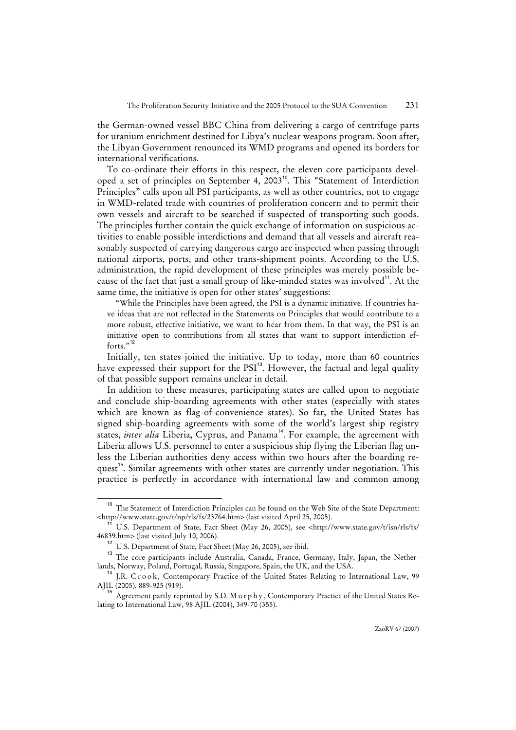the German-owned vessel BBC China from delivering a cargo of centrifuge parts for uranium enrichment destined for Libya's nuclear weapons program. Soon after, the Libyan Government renounced its WMD programs and opened its borders for international verifications.

To co-ordinate their efforts in this respect, the eleven core participants developed a set of principles on September 4, 2003[10]. This "Statement of Interdiction Principles" calls upon all PSI participants, as well as other countries, not to engage in WMD-related trade with countries of proliferation concern and to permit their own vessels and aircraft to be searched if suspected of transporting such goods. The principles further contain the quick exchange of information on suspicious activities to enable possible interdictions and demand that all vessels and aircraft reasonably suspected of carrying dangerous cargo are inspected when passing through national airports, ports, and other trans-shipment points. According to the U.S. administration, the rapid development of these principles was merely possible because of the fact that just a small group of like-minded states was involved[11]. At the same time, the initiative is open for other states' suggestions:

> "While the Principles have been agreed, the PSI is a dynamic initiative. If countries have ideas that are not reflected in the Statements on Principles that would contribute to a more robust, effective initiative, we want to hear from them. In that way, the PSI is an initiative open to contributions from all states that want to support interdiction efforts."[12]

Initially, ten states joined the initiative. Up to today, more than 60 countries have expressed their support for the PSI[13]. However, the factual and legal quality of that possible support remains unclear in detail.

In addition to these measures, participating states are called upon to negotiate and conclude ship-boarding agreements with other states (especially with states which are known as flag-of-convenience states). So far, the United States has signed ship-boarding agreements with some of the world's largest ship registry states, *inter alia* Liberia, Cyprus, and Panama[14]. For example, the agreement with Liberia allows U.S. personnel to enter a suspicious ship flying the Liberian flag unless the Liberian authorities deny access within two hours after the boarding request[15]. Similar agreements with other states are currently under negotiation. This practice is perfectly in accordance with international law and common among

---

[10] The Statement of Interdiction Principles can be found on the Web Site of the State Department: <http://www.state.gov/t/np/rls/fs/23764.htm> (last visited April 25, 2005).

[11] U.S. Department of State, Fact Sheet (May 26, 2005), see <http://www.state.gov/t/isn/rls/fs/46839.htm> (last visited July 10, 2006).

[12] U.S. Department of State, Fact Sheet (May 26, 2005), see ibid.

[13] The core participants include Australia, Canada, France, Germany, Italy, Japan, the Netherlands, Norway, Poland, Portugal, Russia, Singapore, Spain, the UK, and the USA.

[14] J.R. Crook, Contemporary Practice of the United States Relating to International Law, 99 AJIL (2005), 889-925 (919).

[15] Agreement partly reprinted by S.D. Murphy, Contemporary Practice of the United States Relating to International Law, 98 AJIL (2004), 349-70 (355).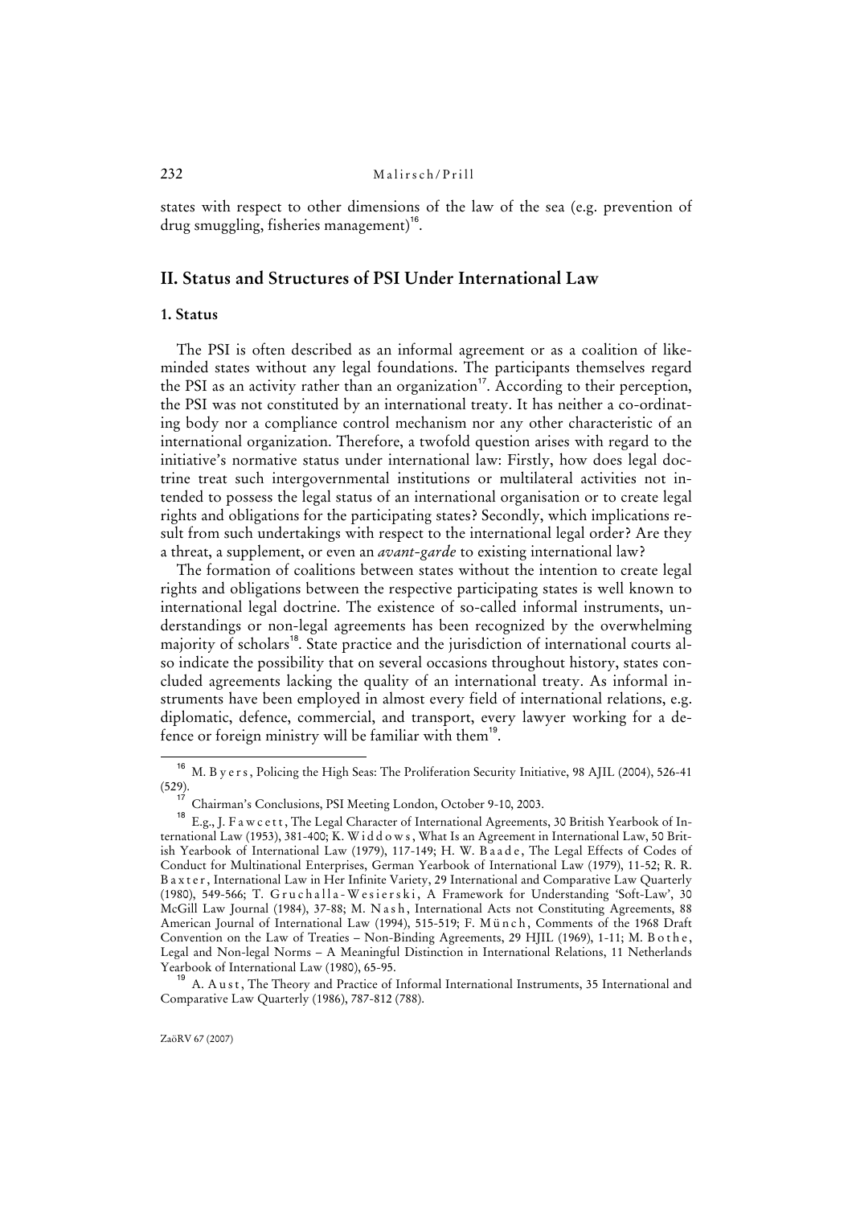states with respect to other dimensions of the law of the sea (e.g. prevention of drug smuggling, fisheries management)[16].

## II. Status and Structures of PSI Under International Law

### 1. Status

The PSI is often described as an informal agreement or as a coalition of like-minded states without any legal foundations. The participants themselves regard the PSI as an activity rather than an organization[17]. According to their perception, the PSI was not constituted by an international treaty. It has neither a co-ordinating body nor a compliance control mechanism nor any other characteristic of an international organization. Therefore, a twofold question arises with regard to the initiative's normative status under international law: Firstly, how does legal doctrine treat such intergovernmental institutions or multilateral activities not intended to possess the legal status of an international organisation or to create legal rights and obligations for the participating states? Secondly, which implications result from such undertakings with respect to the international legal order? Are they a threat, a supplement, or even an *avant-garde* to existing international law?

The formation of coalitions between states without the intention to create legal rights and obligations between the respective participating states is well known to international legal doctrine. The existence of so-called informal instruments, understandings or non-legal agreements has been recognized by the overwhelming majority of scholars[18]. State practice and the jurisdiction of international courts also indicate the possibility that on several occasions throughout history, states concluded agreements lacking the quality of an international treaty. As informal instruments have been employed in almost every field of international relations, e.g. diplomatic, defence, commercial, and transport, every lawyer working for a defence or foreign ministry will be familiar with them[19].

---

[16] M. Byers, Policing the High Seas: The Proliferation Security Initiative, 98 AJIL (2004), 526-41 (529).

[17] Chairman's Conclusions, PSI Meeting London, October 9-10, 2003.

[18] E.g., J. Fawcett, The Legal Character of International Agreements, 30 British Yearbook of International Law (1953), 381-400; K. Widdows, What Is an Agreement in International Law, 50 British Yearbook of International Law (1979), 117-149; H. W. Baade, The Legal Effects of Codes of Conduct for Multinational Enterprises, German Yearbook of International Law (1979), 11-52; R. R. Baxter, International Law in Her Infinite Variety, 29 International and Comparative Law Quarterly (1980), 549-566; T. Gruchalla-Wesierski, A Framework for Understanding 'Soft-Law', 30 McGill Law Journal (1984), 37-88; M. Nash, International Acts not Constituting Agreements, 88 American Journal of International Law (1994), 515-519; F. Münch, Comments of the 1968 Draft Convention on the Law of Treaties – Non-Binding Agreements, 29 HJIL (1969), 1-11; M. Bothe, Legal and Non-legal Norms – A Meaningful Distinction in International Relations, 11 Netherlands Yearbook of International Law (1980), 65-95.

[19] A. Aust, The Theory and Practice of Informal International Instruments, 35 International and Comparative Law Quarterly (1986), 787-812 (788).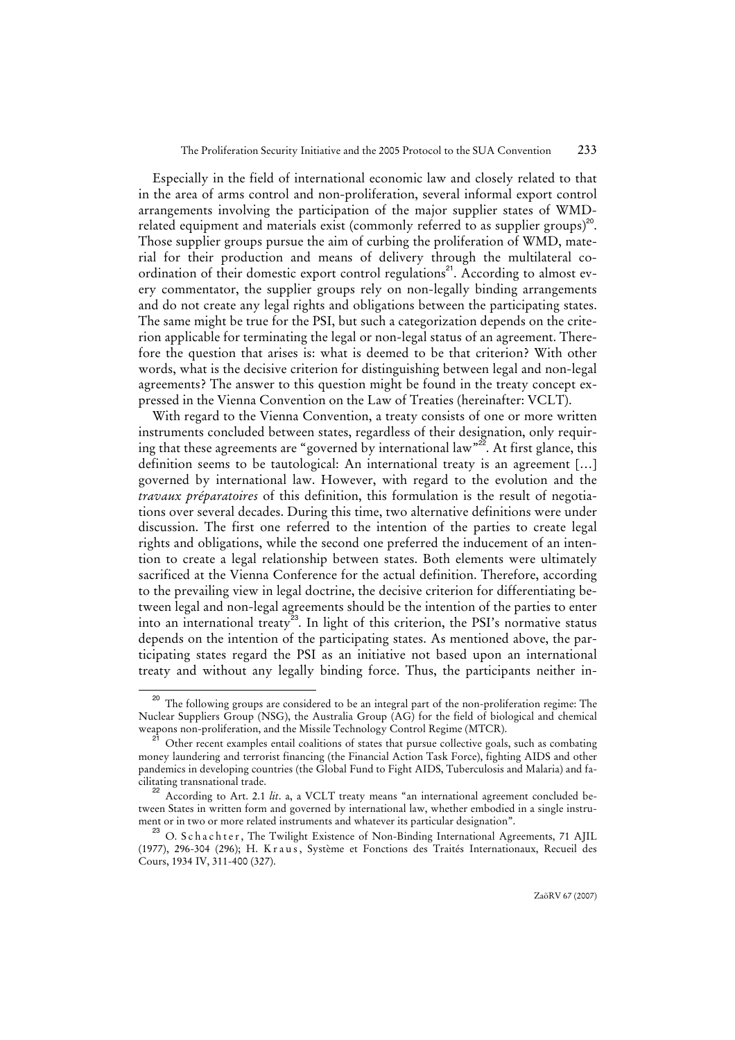Especially in the field of international economic law and closely related to that in the area of arms control and non-proliferation, several informal export control arrangements involving the participation of the major supplier states of WMD-related equipment and materials exist (commonly referred to as supplier groups)[20]. Those supplier groups pursue the aim of curbing the proliferation of WMD, material for their production and means of delivery through the multilateral co-ordination of their domestic export control regulations[21]. According to almost every commentator, the supplier groups rely on non-legally binding arrangements and do not create any legal rights and obligations between the participating states. The same might be true for the PSI, but such a categorization depends on the criterion applicable for terminating the legal or non-legal status of an agreement. Therefore the question that arises is: what is deemed to be that criterion? With other words, what is the decisive criterion for distinguishing between legal and non-legal agreements? The answer to this question might be found in the treaty concept expressed in the Vienna Convention on the Law of Treaties (hereinafter: VCLT).

With regard to the Vienna Convention, a treaty consists of one or more written instruments concluded between states, regardless of their designation, only requiring that these agreements are "governed by international law"[22]. At first glance, this definition seems to be tautological: An international treaty is an agreement [...] governed by international law. However, with regard to the evolution and the *travaux préparatoires* of this definition, this formulation is the result of negotiations over several decades. During this time, two alternative definitions were under discussion. The first one referred to the intention of the parties to create legal rights and obligations, while the second one preferred the inducement of an intention to create a legal relationship between states. Both elements were ultimately sacrificed at the Vienna Conference for the actual definition. Therefore, according to the prevailing view in legal doctrine, the decisive criterion for differentiating between legal and non-legal agreements should be the intention of the parties to enter into an international treaty[23]. In light of this criterion, the PSI's normative status depends on the intention of the participating states. As mentioned above, the participating states regard the PSI as an initiative not based upon an international treaty and without any legally binding force. Thus, the participants neither in-

---

[20] The following groups are considered to be an integral part of the non-proliferation regime: The Nuclear Suppliers Group (NSG), the Australia Group (AG) for the field of biological and chemical weapons non-proliferation, and the Missile Technology Control Regime (MTCR).

[21] Other recent examples entail coalitions of states that pursue collective goals, such as combating money laundering and terrorist financing (the Financial Action Task Force), fighting AIDS and other pandemics in developing countries (the Global Fund to Fight AIDS, Tuberculosis and Malaria) and facilitating transnational trade.

[22] According to Art. 2.1 *lit*. a, a VCLT treaty means "an international agreement concluded between States in written form and governed by international law, whether embodied in a single instrument or in two or more related instruments and whatever its particular designation".

[23] O. Schachter, The Twilight Existence of Non-Binding International Agreements, 71 AJIL (1977), 296-304 (296); H. Kraus, Système et Fonctions des Traités Internationaux, Recueil des Cours, 1934 IV, 311-400 (327).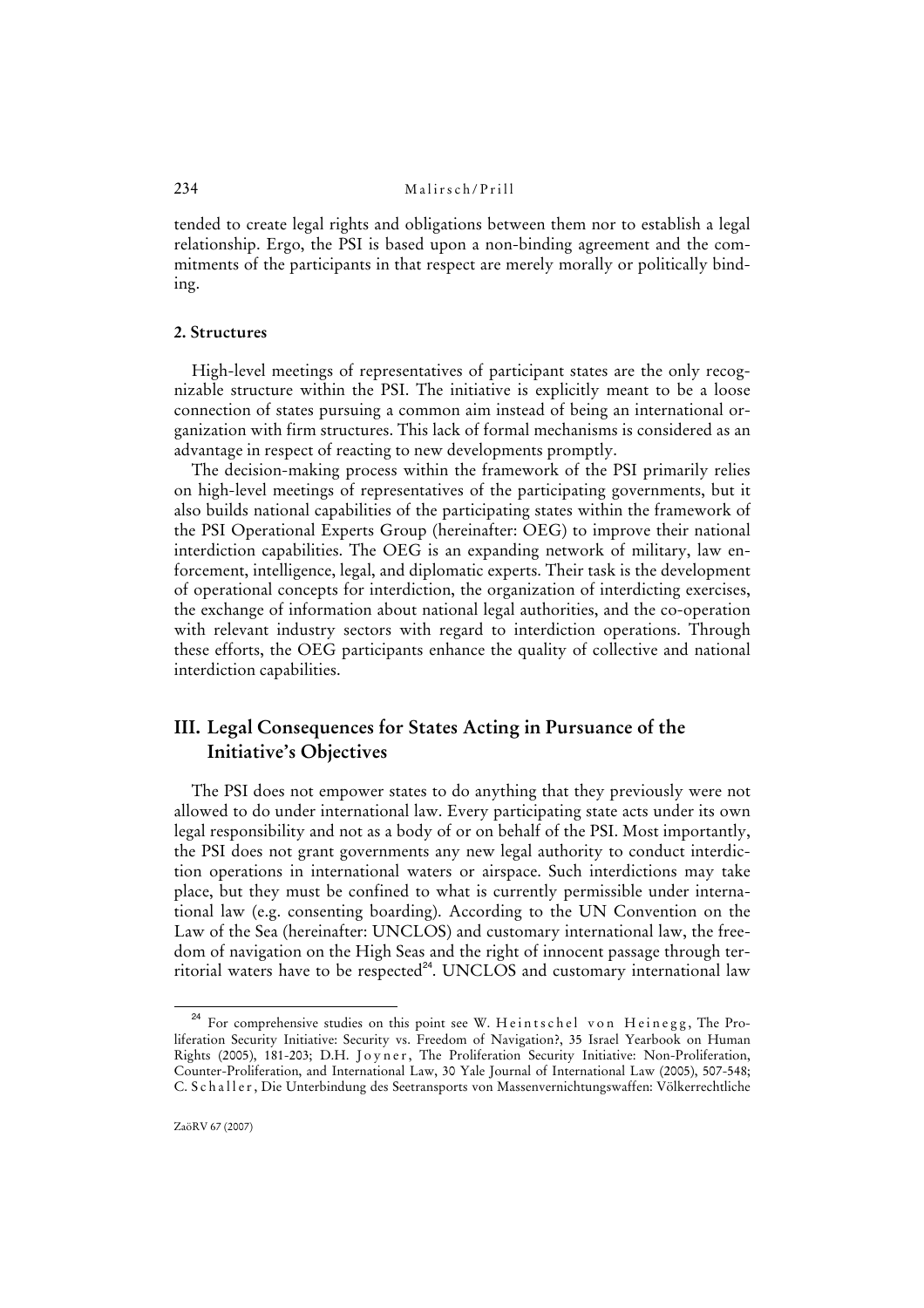tended to create legal rights and obligations between them nor to establish a legal relationship. Ergo, the PSI is based upon a non-binding agreement and the commitments of the participants in that respect are merely morally or politically binding.

### 2. Structures

High-level meetings of representatives of participant states are the only recognizable structure within the PSI. The initiative is explicitly meant to be a loose connection of states pursuing a common aim instead of being an international organization with firm structures. This lack of formal mechanisms is considered as an advantage in respect of reacting to new developments promptly.

The decision-making process within the framework of the PSI primarily relies on high-level meetings of representatives of the participating governments, but it also builds national capabilities of the participating states within the framework of the PSI Operational Experts Group (hereinafter: OEG) to improve their national interdiction capabilities. The OEG is an expanding network of military, law enforcement, intelligence, legal, and diplomatic experts. Their task is the development of operational concepts for interdiction, the organization of interdicting exercises, the exchange of information about national legal authorities, and the co-operation with relevant industry sectors with regard to interdiction operations. Through these efforts, the OEG participants enhance the quality of collective and national interdiction capabilities.

## III. Legal Consequences for States Acting in Pursuance of the Initiative's Objectives

The PSI does not empower states to do anything that they previously were not allowed to do under international law. Every participating state acts under its own legal responsibility and not as a body of or on behalf of the PSI. Most importantly, the PSI does not grant governments any new legal authority to conduct interdiction operations in international waters or airspace. Such interdictions may take place, but they must be confined to what is currently permissible under international law (e.g. consenting boarding). According to the UN Convention on the Law of the Sea (hereinafter: UNCLOS) and customary international law, the freedom of navigation on the High Seas and the right of innocent passage through territorial waters have to be respected[24]. UNCLOS and customary international law

[24] For comprehensive studies on this point see W. Heintschel von Heinegg, The Proliferation Security Initiative: Security vs. Freedom of Navigation?, 35 Israel Yearbook on Human Rights (2005), 181-203; D.H. Joyner, The Proliferation Security Initiative: Non-Proliferation, Counter-Proliferation, and International Law, 30 Yale Journal of International Law (2005), 507-548; C. Schaller, Die Unterbindung des Seetransports von Massenvernichtungswaffen: Völkerrechtliche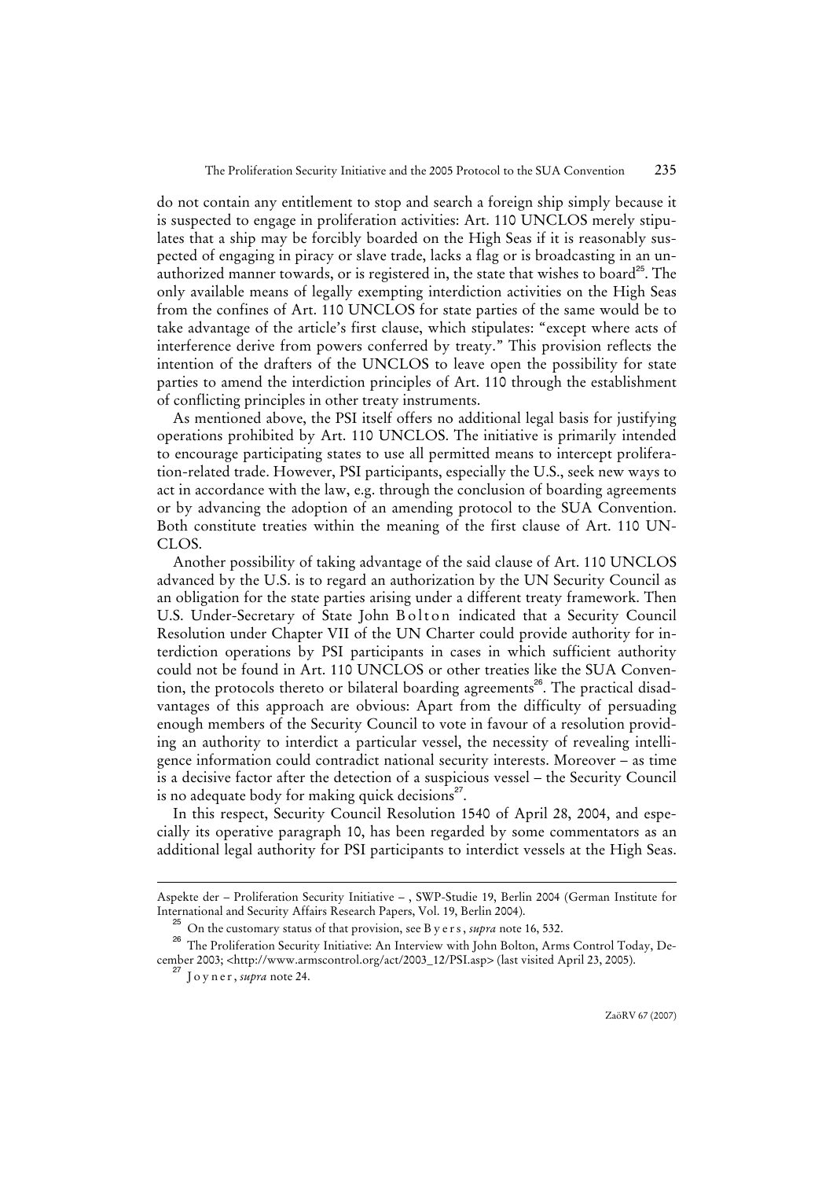do not contain any entitlement to stop and search a foreign ship simply because it is suspected to engage in proliferation activities: Art. 110 UNCLOS merely stipulates that a ship may be forcibly boarded on the High Seas if it is reasonably suspected of engaging in piracy or slave trade, lacks a flag or is broadcasting in an unauthorized manner towards, or is registered in, the state that wishes to board[25]. The only available means of legally exempting interdiction activities on the High Seas from the confines of Art. 110 UNCLOS for state parties of the same would be to take advantage of the article's first clause, which stipulates: "except where acts of interference derive from powers conferred by treaty." This provision reflects the intention of the drafters of the UNCLOS to leave open the possibility for state parties to amend the interdiction principles of Art. 110 through the establishment of conflicting principles in other treaty instruments.

As mentioned above, the PSI itself offers no additional legal basis for justifying operations prohibited by Art. 110 UNCLOS. The initiative is primarily intended to encourage participating states to use all permitted means to intercept proliferation-related trade. However, PSI participants, especially the U.S., seek new ways to act in accordance with the law, e.g. through the conclusion of boarding agreements or by advancing the adoption of an amending protocol to the SUA Convention. Both constitute treaties within the meaning of the first clause of Art. 110 UNCLOS.

Another possibility of taking advantage of the said clause of Art. 110 UNCLOS advanced by the U.S. is to regard an authorization by the UN Security Council as an obligation for the state parties arising under a different treaty framework. Then U.S. Under-Secretary of State John Bolton indicated that a Security Council Resolution under Chapter VII of the UN Charter could provide authority for interdiction operations by PSI participants in cases in which sufficient authority could not be found in Art. 110 UNCLOS or other treaties like the SUA Convention, the protocols thereto or bilateral boarding agreements[26]. The practical disadvantages of this approach are obvious: Apart from the difficulty of persuading enough members of the Security Council to vote in favour of a resolution providing an authority to interdict a particular vessel, the necessity of revealing intelligence information could contradict national security interests. Moreover – as time is a decisive factor after the detection of a suspicious vessel – the Security Council is no adequate body for making quick decisions[27].

In this respect, Security Council Resolution 1540 of April 28, 2004, and especially its operative paragraph 10, has been regarded by some commentators as an additional legal authority for PSI participants to interdict vessels at the High Seas.

---

Aspekte der – Proliferation Security Initiative – , SWP-Studie 19, Berlin 2004 (German Institute for International and Security Affairs Research Papers, Vol. 19, Berlin 2004).

[25] On the customary status of that provision, see Byers, *supra* note 16, 532.

[26] The Proliferation Security Initiative: An Interview with John Bolton, Arms Control Today, December 2003; <http://www.armscontrol.org/act/2003_12/PSI.asp> (last visited April 23, 2005).

[27] Joyner, *supra* note 24.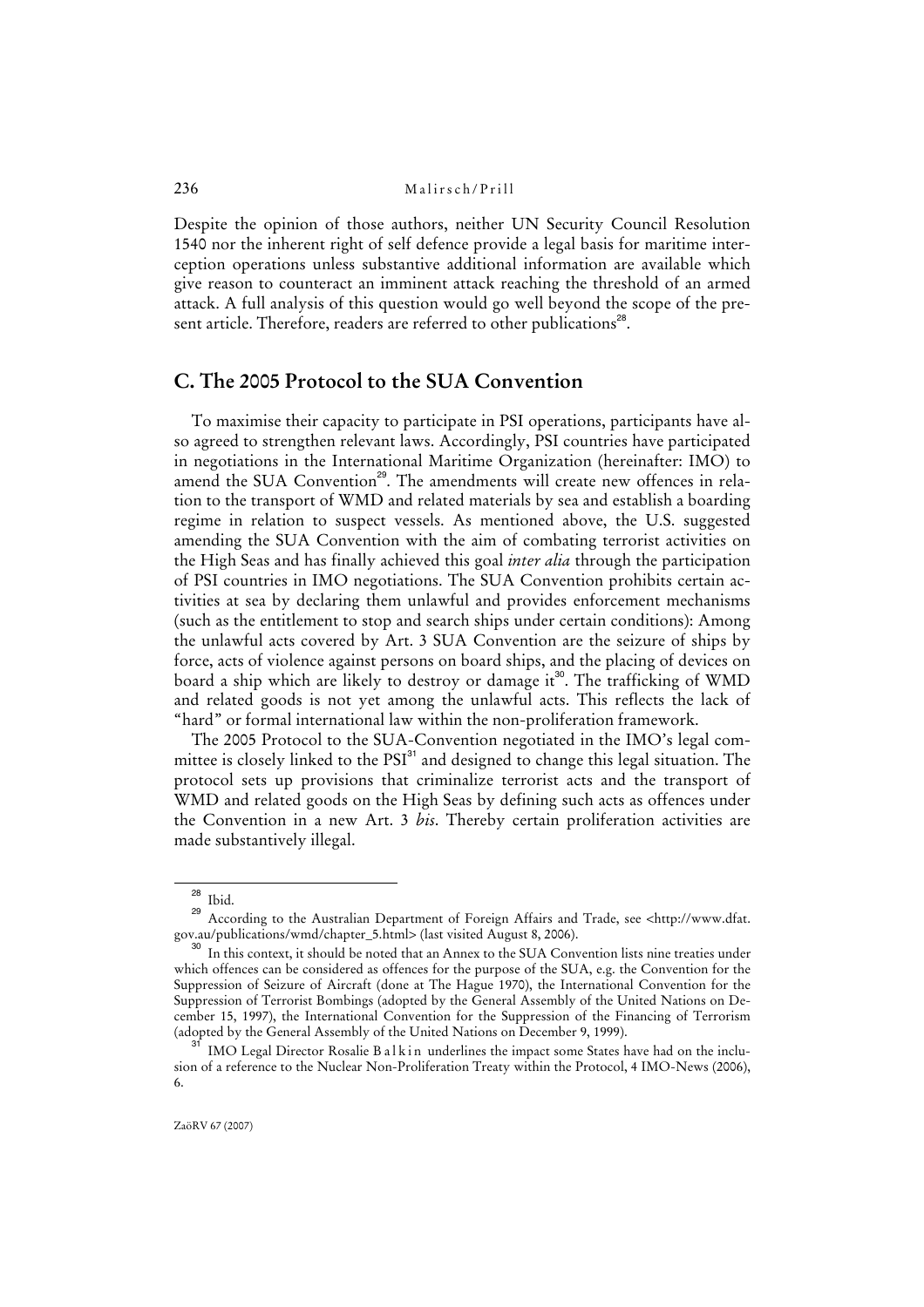Despite the opinion of those authors, neither UN Security Council Resolution 1540 nor the inherent right of self defence provide a legal basis for maritime interception operations unless substantive additional information are available which give reason to counteract an imminent attack reaching the threshold of an armed attack. A full analysis of this question would go well beyond the scope of the present article. Therefore, readers are referred to other publications[28].

## C. The 2005 Protocol to the SUA Convention

To maximise their capacity to participate in PSI operations, participants have also agreed to strengthen relevant laws. Accordingly, PSI countries have participated in negotiations in the International Maritime Organization (hereinafter: IMO) to amend the SUA Convention[29]. The amendments will create new offences in relation to the transport of WMD and related materials by sea and establish a boarding regime in relation to suspect vessels. As mentioned above, the U.S. suggested amending the SUA Convention with the aim of combating terrorist activities on the High Seas and has finally achieved this goal *inter alia* through the participation of PSI countries in IMO negotiations. The SUA Convention prohibits certain activities at sea by declaring them unlawful and provides enforcement mechanisms (such as the entitlement to stop and search ships under certain conditions): Among the unlawful acts covered by Art. 3 SUA Convention are the seizure of ships by force, acts of violence against persons on board ships, and the placing of devices on board a ship which are likely to destroy or damage it[30]. The trafficking of WMD and related goods is not yet among the unlawful acts. This reflects the lack of "hard" or formal international law within the non-proliferation framework.

The 2005 Protocol to the SUA-Convention negotiated in the IMO's legal committee is closely linked to the PSI[31] and designed to change this legal situation. The protocol sets up provisions that criminalize terrorist acts and the transport of WMD and related goods on the High Seas by defining such acts as offences under the Convention in a new Art. 3 *bis*. Thereby certain proliferation activities are made substantively illegal.

---

[28] Ibid.

[29] According to the Australian Department of Foreign Affairs and Trade, see <http://www.dfat.gov.au/publications/wmd/chapter_5.html> (last visited August 8, 2006).

[30] In this context, it should be noted that an Annex to the SUA Convention lists nine treaties under which offences can be considered as offences for the purpose of the SUA, e.g. the Convention for the Suppression of Seizure of Aircraft (done at The Hague 1970), the International Convention for the Suppression of Terrorist Bombings (adopted by the General Assembly of the United Nations on December 15, 1997), the International Convention for the Suppression of the Financing of Terrorism (adopted by the General Assembly of the United Nations on December 9, 1999).

[31] IMO Legal Director Rosalie Balkin underlines the impact some States have had on the inclusion of a reference to the Nuclear Non-Proliferation Treaty within the Protocol, 4 IMO-News (2006), 6.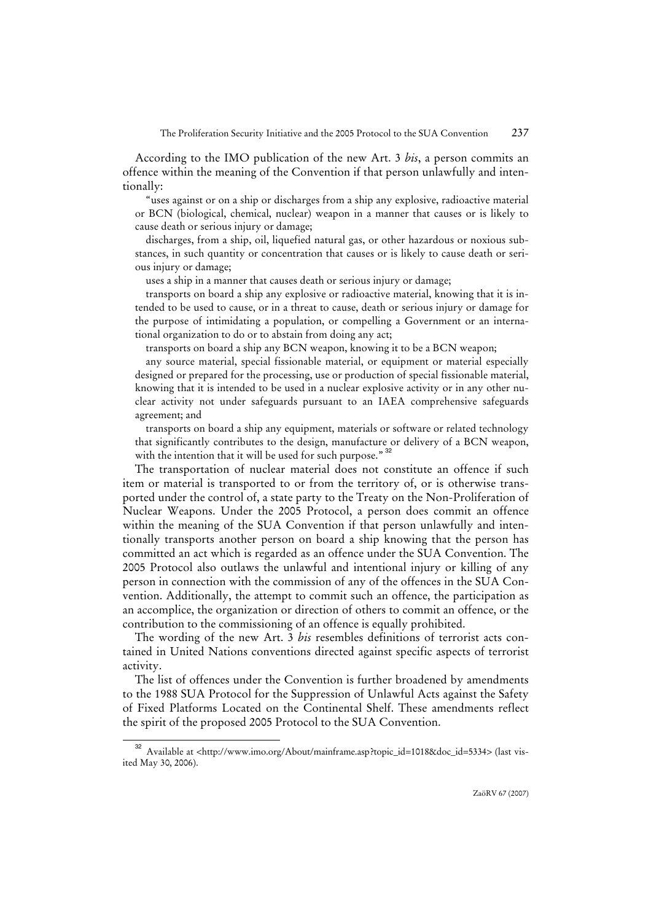According to the IMO publication of the new Art. 3 *bis*, a person commits an offence within the meaning of the Convention if that person unlawfully and intentionally:

> "uses against or on a ship or discharges from a ship any explosive, radioactive material or BCN (biological, chemical, nuclear) weapon in a manner that causes or is likely to cause death or serious injury or damage;
>
> discharges, from a ship, oil, liquefied natural gas, or other hazardous or noxious substances, in such quantity or concentration that causes or is likely to cause death or serious injury or damage;
>
> uses a ship in a manner that causes death or serious injury or damage;
>
> transports on board a ship any explosive or radioactive material, knowing that it is intended to be used to cause, or in a threat to cause, death or serious injury or damage for the purpose of intimidating a population, or compelling a Government or an international organization to do or to abstain from doing any act;
>
> transports on board a ship any BCN weapon, knowing it to be a BCN weapon;
>
> any source material, special fissionable material, or equipment or material especially designed or prepared for the processing, use or production of special fissionable material, knowing that it is intended to be used in a nuclear explosive activity or in any other nuclear activity not under safeguards pursuant to an IAEA comprehensive safeguards agreement; and
>
> transports on board a ship any equipment, materials or software or related technology that significantly contributes to the design, manufacture or delivery of a BCN weapon, with the intention that it will be used for such purpose."[32]

The transportation of nuclear material does not constitute an offence if such item or material is transported to or from the territory of, or is otherwise transported under the control of, a state party to the Treaty on the Non-Proliferation of Nuclear Weapons. Under the 2005 Protocol, a person does commit an offence within the meaning of the SUA Convention if that person unlawfully and intentionally transports another person on board a ship knowing that the person has committed an act which is regarded as an offence under the SUA Convention. The 2005 Protocol also outlaws the unlawful and intentional injury or killing of any person in connection with the commission of any of the offences in the SUA Convention. Additionally, the attempt to commit such an offence, the participation as an accomplice, the organization or direction of others to commit an offence, or the contribution to the commissioning of an offence is equally prohibited.

The wording of the new Art. 3 *bis* resembles definitions of terrorist acts contained in United Nations conventions directed against specific aspects of terrorist activity.

The list of offences under the Convention is further broadened by amendments to the 1988 SUA Protocol for the Suppression of Unlawful Acts against the Safety of Fixed Platforms Located on the Continental Shelf. These amendments reflect the spirit of the proposed 2005 Protocol to the SUA Convention.

---

[32] Available at <http://www.imo.org/About/mainframe.asp?topic_id=1018&doc_id=5334> (last visited May 30, 2006).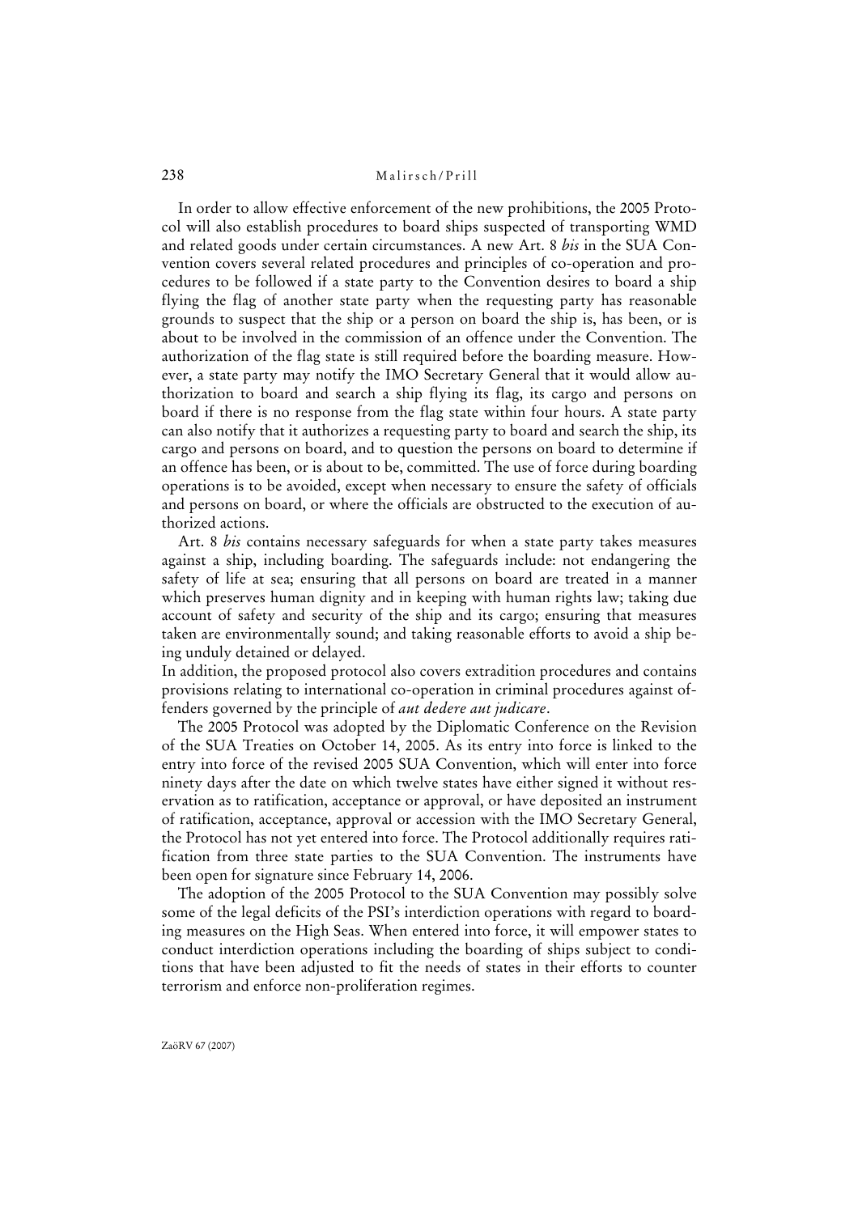In order to allow effective enforcement of the new prohibitions, the 2005 Protocol will also establish procedures to board ships suspected of transporting WMD and related goods under certain circumstances. A new Art. 8 *bis* in the SUA Convention covers several related procedures and principles of co-operation and procedures to be followed if a state party to the Convention desires to board a ship flying the flag of another state party when the requesting party has reasonable grounds to suspect that the ship or a person on board the ship is, has been, or is about to be involved in the commission of an offence under the Convention. The authorization of the flag state is still required before the boarding measure. However, a state party may notify the IMO Secretary General that it would allow authorization to board and search a ship flying its flag, its cargo and persons on board if there is no response from the flag state within four hours. A state party can also notify that it authorizes a requesting party to board and search the ship, its cargo and persons on board, and to question the persons on board to determine if an offence has been, or is about to be, committed. The use of force during boarding operations is to be avoided, except when necessary to ensure the safety of officials and persons on board, or where the officials are obstructed to the execution of authorized actions.

Art. 8 *bis* contains necessary safeguards for when a state party takes measures against a ship, including boarding. The safeguards include: not endangering the safety of life at sea; ensuring that all persons on board are treated in a manner which preserves human dignity and in keeping with human rights law; taking due account of safety and security of the ship and its cargo; ensuring that measures taken are environmentally sound; and taking reasonable efforts to avoid a ship being unduly detained or delayed.

In addition, the proposed protocol also covers extradition procedures and contains provisions relating to international co-operation in criminal procedures against offenders governed by the principle of *aut dedere aut judicare*.

The 2005 Protocol was adopted by the Diplomatic Conference on the Revision of the SUA Treaties on October 14, 2005. As its entry into force is linked to the entry into force of the revised 2005 SUA Convention, which will enter into force ninety days after the date on which twelve states have either signed it without reservation as to ratification, acceptance or approval, or have deposited an instrument of ratification, acceptance, approval or accession with the IMO Secretary General, the Protocol has not yet entered into force. The Protocol additionally requires ratification from three state parties to the SUA Convention. The instruments have been open for signature since February 14, 2006.

The adoption of the 2005 Protocol to the SUA Convention may possibly solve some of the legal deficits of the PSI's interdiction operations with regard to boarding measures on the High Seas. When entered into force, it will empower states to conduct interdiction operations including the boarding of ships subject to conditions that have been adjusted to fit the needs of states in their efforts to counter terrorism and enforce non-proliferation regimes.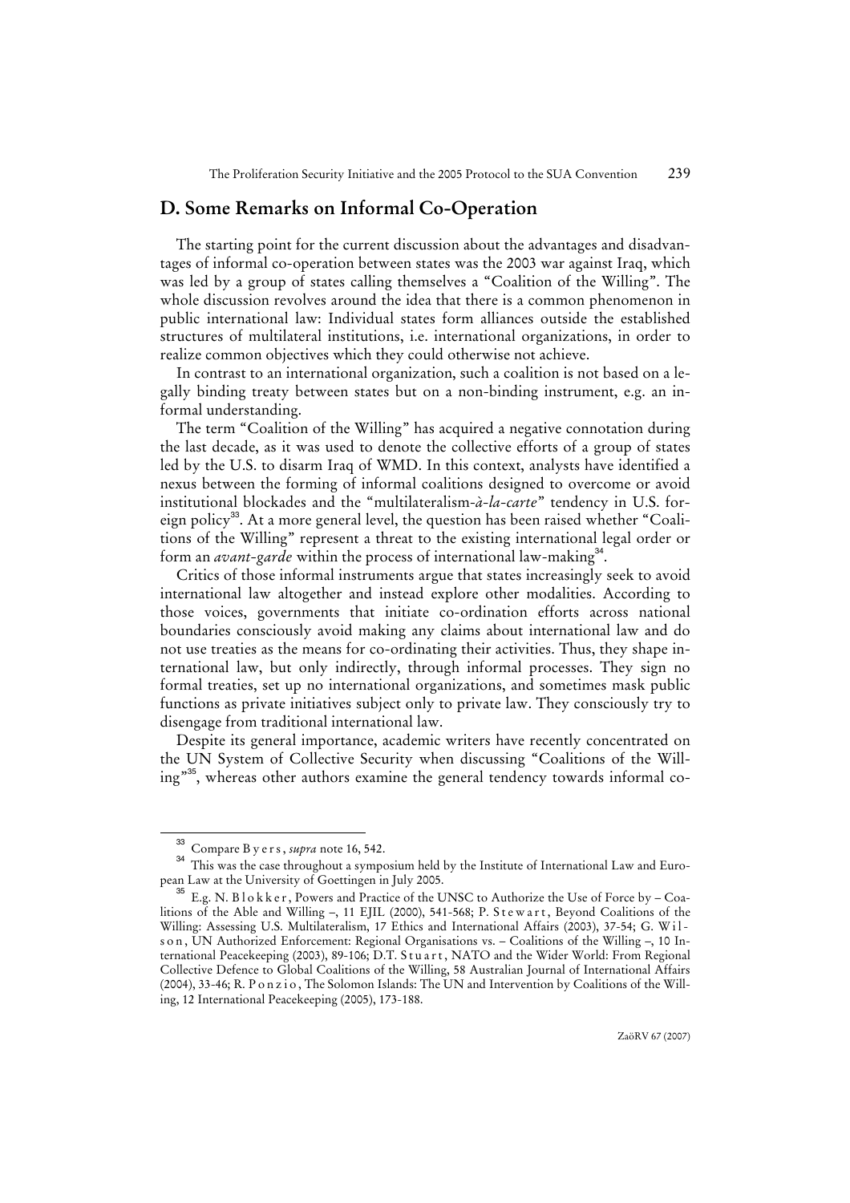## D. Some Remarks on Informal Co-Operation

The starting point for the current discussion about the advantages and disadvantages of informal co-operation between states was the 2003 war against Iraq, which was led by a group of states calling themselves a "Coalition of the Willing". The whole discussion revolves around the idea that there is a common phenomenon in public international law: Individual states form alliances outside the established structures of multilateral institutions, i.e. international organizations, in order to realize common objectives which they could otherwise not achieve.

In contrast to an international organization, such a coalition is not based on a legally binding treaty between states but on a non-binding instrument, e.g. an informal understanding.

The term "Coalition of the Willing" has acquired a negative connotation during the last decade, as it was used to denote the collective efforts of a group of states led by the U.S. to disarm Iraq of WMD. In this context, analysts have identified a nexus between the forming of informal coalitions designed to overcome or avoid institutional blockades and the "multilateralism-*à-la-carte*" tendency in U.S. foreign policy[33]. At a more general level, the question has been raised whether "Coalitions of the Willing" represent a threat to the existing international legal order or form an *avant-garde* within the process of international law-making[34].

Critics of those informal instruments argue that states increasingly seek to avoid international law altogether and instead explore other modalities. According to those voices, governments that initiate co-ordination efforts across national boundaries consciously avoid making any claims about international law and do not use treaties as the means for co-ordinating their activities. Thus, they shape international law, but only indirectly, through informal processes. They sign no formal treaties, set up no international organizations, and sometimes mask public functions as private initiatives subject only to private law. They consciously try to disengage from traditional international law.

Despite its general importance, academic writers have recently concentrated on the UN System of Collective Security when discussing "Coalitions of the Willing"[35], whereas other authors examine the general tendency towards informal co-

---

[33] Compare Byers, *supra* note 16, 542.

[34] This was the case throughout a symposium held by the Institute of International Law and European Law at the University of Goettingen in July 2005.

[35] E.g. N. Blokker, Powers and Practice of the UNSC to Authorize the Use of Force by – Coalitions of the Able and Willing –, 11 EJIL (2000), 541-568; P. Stewart, Beyond Coalitions of the Willing: Assessing U.S. Multilateralism, 17 Ethics and International Affairs (2003), 37-54; G. Wilson, UN Authorized Enforcement: Regional Organisations vs. – Coalitions of the Willing –, 10 International Peacekeeping (2003), 89-106; D.T. Stuart, NATO and the Wider World: From Regional Collective Defence to Global Coalitions of the Willing, 58 Australian Journal of International Affairs (2004), 33-46; R. Ponzio, The Solomon Islands: The UN and Intervention by Coalitions of the Willing, 12 International Peacekeeping (2005), 173-188.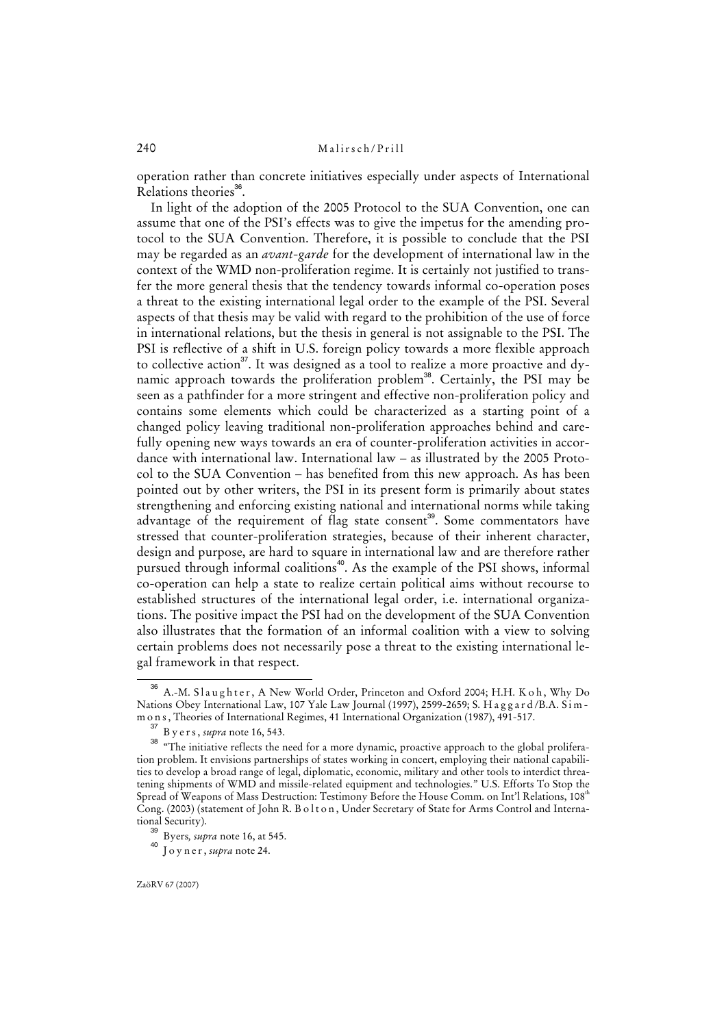operation rather than concrete initiatives especially under aspects of International Relations theories[36].

In light of the adoption of the 2005 Protocol to the SUA Convention, one can assume that one of the PSI's effects was to give the impetus for the amending protocol to the SUA Convention. Therefore, it is possible to conclude that the PSI may be regarded as an *avant-garde* for the development of international law in the context of the WMD non-proliferation regime. It is certainly not justified to transfer the more general thesis that the tendency towards informal co-operation poses a threat to the existing international legal order to the example of the PSI. Several aspects of that thesis may be valid with regard to the prohibition of the use of force in international relations, but the thesis in general is not assignable to the PSI. The PSI is reflective of a shift in U.S. foreign policy towards a more flexible approach to collective action[37]. It was designed as a tool to realize a more proactive and dynamic approach towards the proliferation problem[38]. Certainly, the PSI may be seen as a pathfinder for a more stringent and effective non-proliferation policy and contains some elements which could be characterized as a starting point of a changed policy leaving traditional non-proliferation approaches behind and carefully opening new ways towards an era of counter-proliferation activities in accordance with international law. International law – as illustrated by the 2005 Protocol to the SUA Convention – has benefited from this new approach. As has been pointed out by other writers, the PSI in its present form is primarily about states strengthening and enforcing existing national and international norms while taking advantage of the requirement of flag state consent[39]. Some commentators have stressed that counter-proliferation strategies, because of their inherent character, design and purpose, are hard to square in international law and are therefore rather pursued through informal coalitions[40]. As the example of the PSI shows, informal co-operation can help a state to realize certain political aims without recourse to established structures of the international legal order, i.e. international organizations. The positive impact the PSI had on the development of the SUA Convention also illustrates that the formation of an informal coalition with a view to solving certain problems does not necessarily pose a threat to the existing international legal framework in that respect.

---

[36] A.-M. Slaughter, A New World Order, Princeton and Oxford 2004; H.H. Koh, Why Do Nations Obey International Law, 107 Yale Law Journal (1997), 2599-2659; S. Haggard/B.A. Simmons, Theories of International Regimes, 41 International Organization (1987), 491-517.

[37] Byers, *supra* note 16, 543.

[38] "The initiative reflects the need for a more dynamic, proactive approach to the global proliferation problem. It envisions partnerships of states working in concert, employing their national capabilities to develop a broad range of legal, diplomatic, economic, military and other tools to interdict threatening shipments of WMD and missile-related equipment and technologies." U.S. Efforts To Stop the Spread of Weapons of Mass Destruction: Testimony Before the House Comm. on Int'l Relations, 108th Cong. (2003) (statement of John R. Bolton, Under Secretary of State for Arms Control and International Security).

[39] Byers, *supra* note 16, at 545.

[40] Joyner, *supra* note 24.